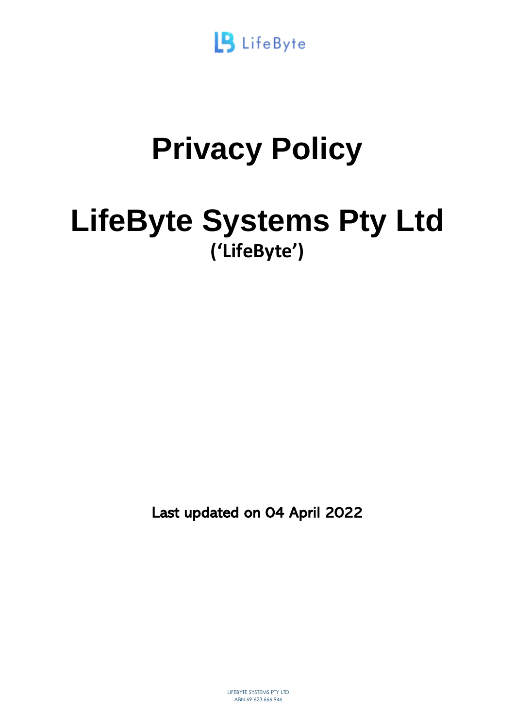# Privacy Policy

# LifeByte Systems Pty Ltd

**(‘LifeByte’)**

Last updated on 04 April 2022

LIFEBYTE SYSTEMS PTY LTD
ABN 69 623 666 946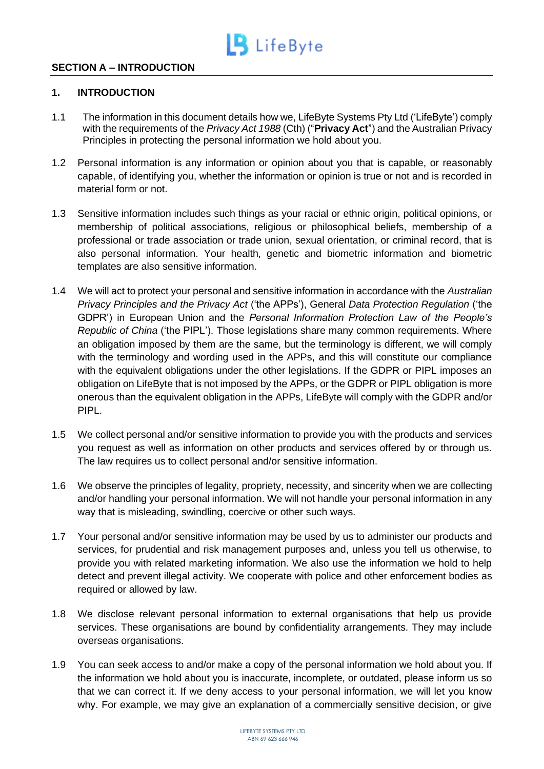## SECTION A – INTRODUCTION

### 1. INTRODUCTION

1.1 The information in this document details how we, LifeByte Systems Pty Ltd ('LifeByte') comply with the requirements of the *Privacy Act 1988* (Cth) ("**Privacy Act**") and the Australian Privacy Principles in protecting the personal information we hold about you.

1.2 Personal information is any information or opinion about you that is capable, or reasonably capable, of identifying you, whether the information or opinion is true or not and is recorded in material form or not.

1.3 Sensitive information includes such things as your racial or ethnic origin, political opinions, or membership of political associations, religious or philosophical beliefs, membership of a professional or trade association or trade union, sexual orientation, or criminal record, that is also personal information. Your health, genetic and biometric information and biometric templates are also sensitive information.

1.4 We will act to protect your personal and sensitive information in accordance with the *Australian Privacy Principles and the Privacy Act* ('the APPs'), General *Data Protection Regulation* ('the GDPR') in European Union and the *Personal Information Protection Law of the People's Republic of China* ('the PIPL'). Those legislations share many common requirements. Where an obligation imposed by them are the same, but the terminology is different, we will comply with the terminology and wording used in the APPs, and this will constitute our compliance with the equivalent obligations under the other legislations. If the GDPR or PIPL imposes an obligation on LifeByte that is not imposed by the APPs, or the GDPR or PIPL obligation is more onerous than the equivalent obligation in the APPs, LifeByte will comply with the GDPR and/or PIPL.

1.5 We collect personal and/or sensitive information to provide you with the products and services you request as well as information on other products and services offered by or through us. The law requires us to collect personal and/or sensitive information.

1.6 We observe the principles of legality, propriety, necessity, and sincerity when we are collecting and/or handling your personal information. We will not handle your personal information in any way that is misleading, swindling, coercive or other such ways.

1.7 Your personal and/or sensitive information may be used by us to administer our products and services, for prudential and risk management purposes and, unless you tell us otherwise, to provide you with related marketing information. We also use the information we hold to help detect and prevent illegal activity. We cooperate with police and other enforcement bodies as required or allowed by law.

1.8 We disclose relevant personal information to external organisations that help us provide services. These organisations are bound by confidentiality arrangements. They may include overseas organisations.

1.9 You can seek access to and/or make a copy of the personal information we hold about you. If the information we hold about you is inaccurate, incomplete, or outdated, please inform us so that we can correct it. If we deny access to your personal information, we will let you know why. For example, we may give an explanation of a commercially sensitive decision, or give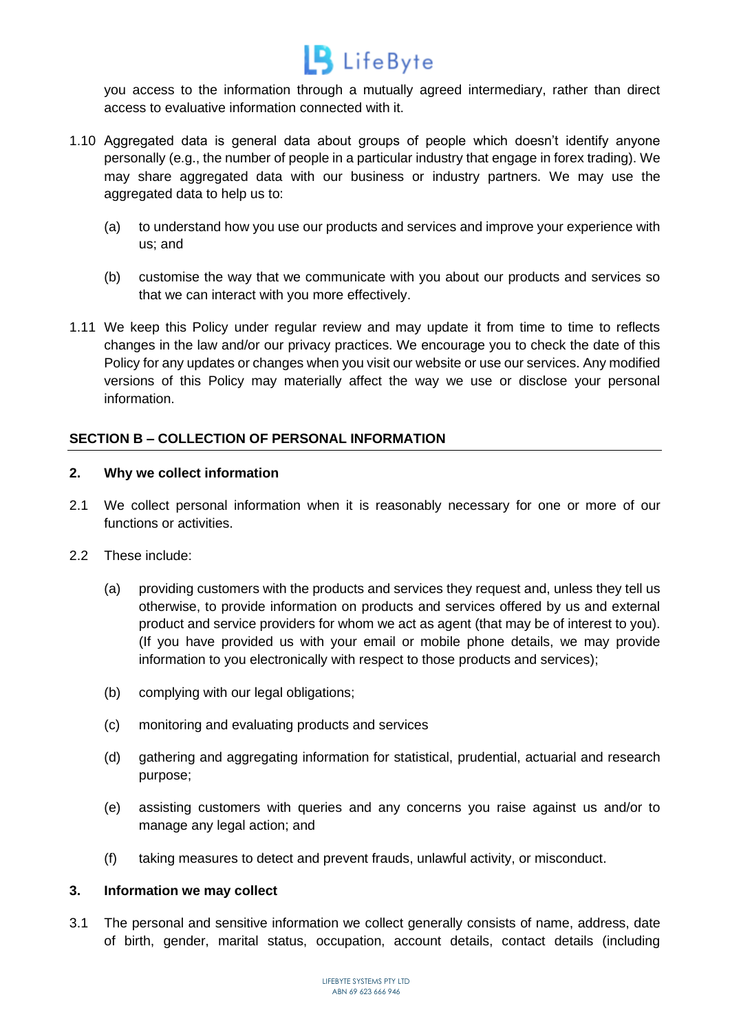you access to the information through a mutually agreed intermediary, rather than direct access to evaluative information connected with it.

1.10 Aggregated data is general data about groups of people which doesn't identify anyone personally (e.g., the number of people in a particular industry that engage in forex trading). We may share aggregated data with our business or industry partners. We may use the aggregated data to help us to:

(a) to understand how you use our products and services and improve your experience with us; and

(b) customise the way that we communicate with you about our products and services so that we can interact with you more effectively.

1.11 We keep this Policy under regular review and may update it from time to time to reflects changes in the law and/or our privacy practices. We encourage you to check the date of this Policy for any updates or changes when you visit our website or use our services. Any modified versions of this Policy may materially affect the way we use or disclose your personal information.

## SECTION B – COLLECTION OF PERSONAL INFORMATION

### 2. Why we collect information

2.1 We collect personal information when it is reasonably necessary for one or more of our functions or activities.

2.2 These include:

(a) providing customers with the products and services they request and, unless they tell us otherwise, to provide information on products and services offered by us and external product and service providers for whom we act as agent (that may be of interest to you). (If you have provided us with your email or mobile phone details, we may provide information to you electronically with respect to those products and services);

(b) complying with our legal obligations;

(c) monitoring and evaluating products and services

(d) gathering and aggregating information for statistical, prudential, actuarial and research purpose;

(e) assisting customers with queries and any concerns you raise against us and/or to manage any legal action; and

(f) taking measures to detect and prevent frauds, unlawful activity, or misconduct.

### 3. Information we may collect

3.1 The personal and sensitive information we collect generally consists of name, address, date of birth, gender, marital status, occupation, account details, contact details (including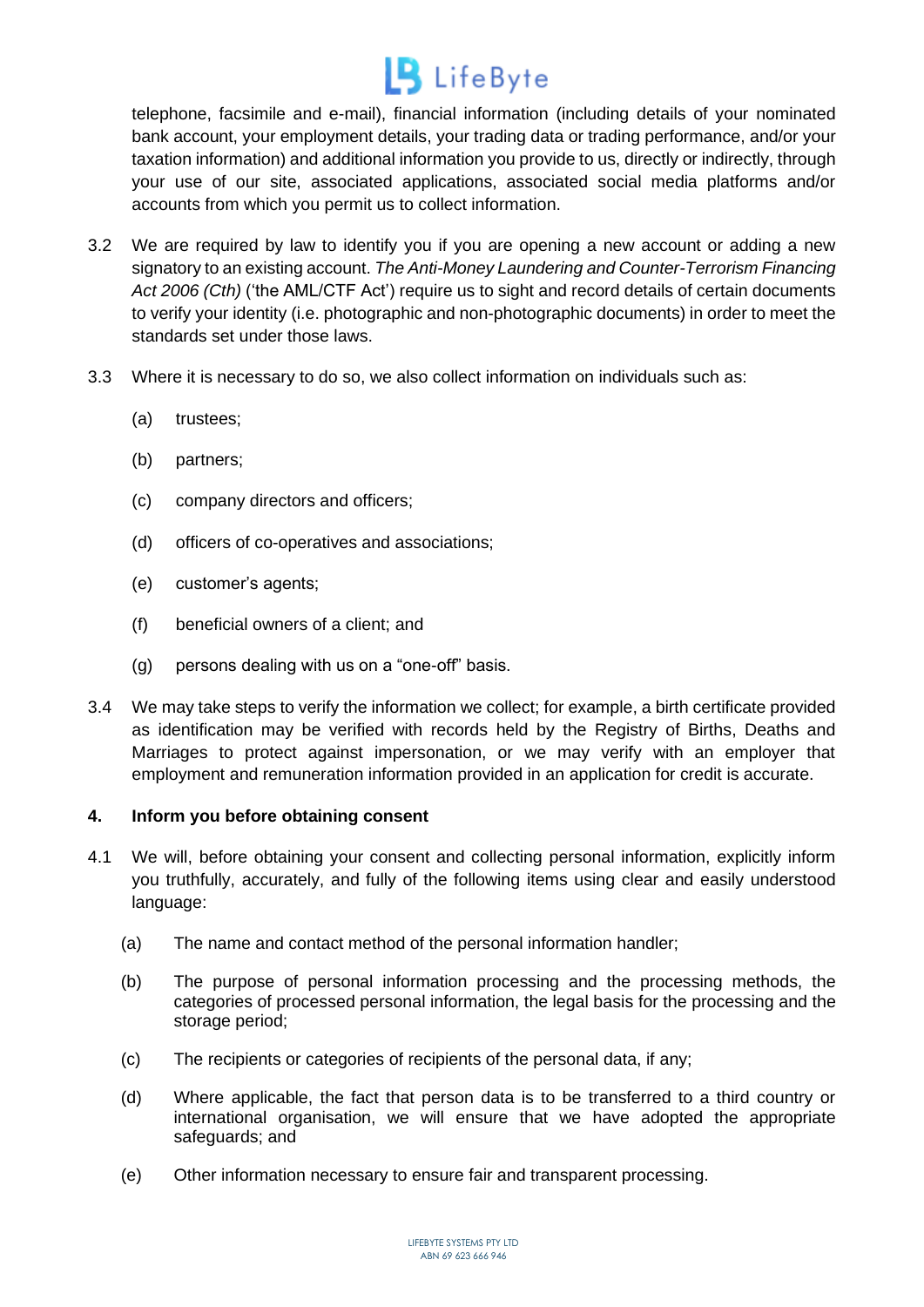telephone, facsimile and e-mail), financial information (including details of your nominated bank account, your employment details, your trading data or trading performance, and/or your taxation information) and additional information you provide to us, directly or indirectly, through your use of our site, associated applications, associated social media platforms and/or accounts from which you permit us to collect information.

3.2 We are required by law to identify you if you are opening a new account or adding a new signatory to an existing account. *The Anti-Money Laundering and Counter-Terrorism Financing Act 2006 (Cth)* ('the AML/CTF Act') require us to sight and record details of certain documents to verify your identity (i.e. photographic and non-photographic documents) in order to meet the standards set under those laws.

3.3 Where it is necessary to do so, we also collect information on individuals such as:

(a) trustees;

(b) partners;

(c) company directors and officers;

(d) officers of co-operatives and associations;

(e) customer's agents;

(f) beneficial owners of a client; and

(g) persons dealing with us on a "one-off" basis.

3.4 We may take steps to verify the information we collect; for example, a birth certificate provided as identification may be verified with records held by the Registry of Births, Deaths and Marriages to protect against impersonation, or we may verify with an employer that employment and remuneration information provided in an application for credit is accurate.

## 4. Inform you before obtaining consent

4.1 We will, before obtaining your consent and collecting personal information, explicitly inform you truthfully, accurately, and fully of the following items using clear and easily understood language:

(a) The name and contact method of the personal information handler;

(b) The purpose of personal information processing and the processing methods, the categories of processed personal information, the legal basis for the processing and the storage period;

(c) The recipients or categories of recipients of the personal data, if any;

(d) Where applicable, the fact that person data is to be transferred to a third country or international organisation, we will ensure that we have adopted the appropriate safeguards; and

(e) Other information necessary to ensure fair and transparent processing.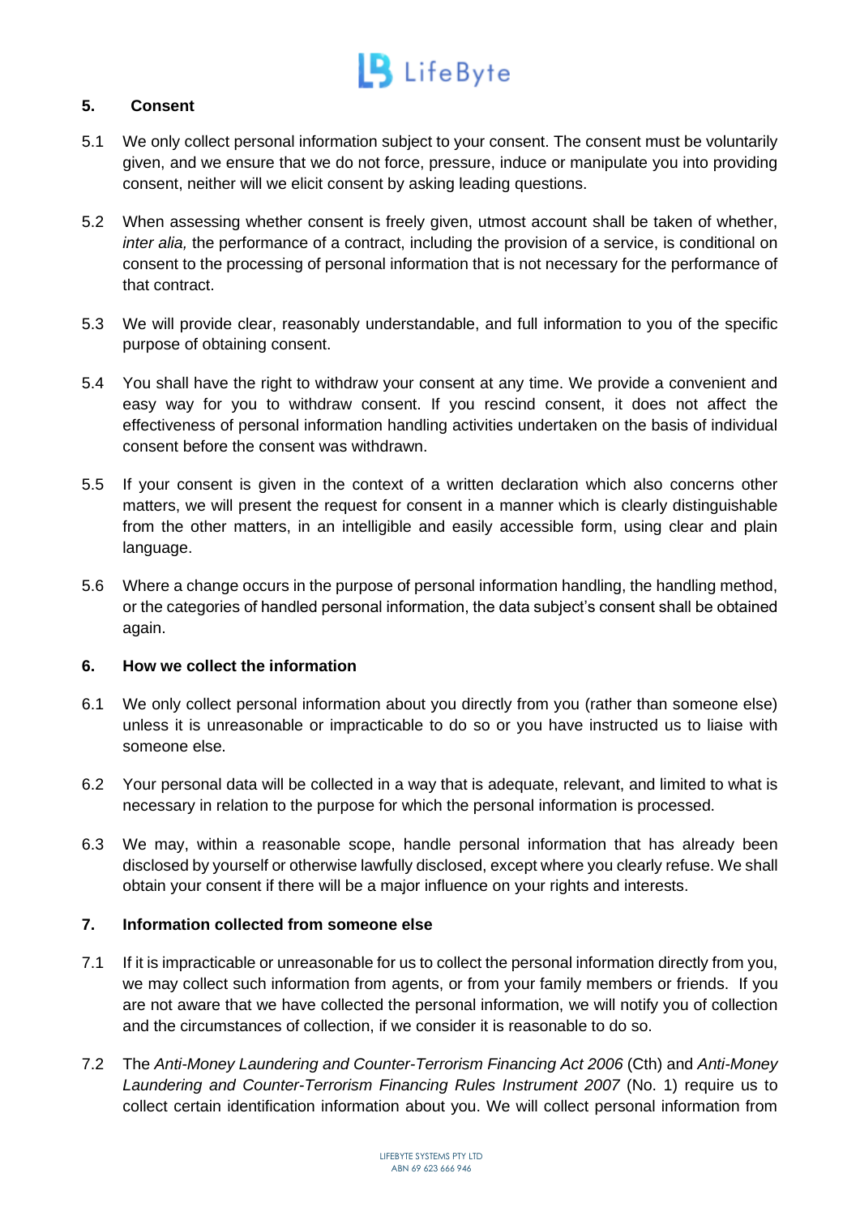## 5. Consent

5.1 We only collect personal information subject to your consent. The consent must be voluntarily given, and we ensure that we do not force, pressure, induce or manipulate you into providing consent, neither will we elicit consent by asking leading questions.

5.2 When assessing whether consent is freely given, utmost account shall be taken of whether, *inter alia,* the performance of a contract, including the provision of a service, is conditional on consent to the processing of personal information that is not necessary for the performance of that contract.

5.3 We will provide clear, reasonably understandable, and full information to you of the specific purpose of obtaining consent.

5.4 You shall have the right to withdraw your consent at any time. We provide a convenient and easy way for you to withdraw consent. If you rescind consent, it does not affect the effectiveness of personal information handling activities undertaken on the basis of individual consent before the consent was withdrawn.

5.5 If your consent is given in the context of a written declaration which also concerns other matters, we will present the request for consent in a manner which is clearly distinguishable from the other matters, in an intelligible and easily accessible form, using clear and plain language.

5.6 Where a change occurs in the purpose of personal information handling, the handling method, or the categories of handled personal information, the data subject's consent shall be obtained again.

## 6. How we collect the information

6.1 We only collect personal information about you directly from you (rather than someone else) unless it is unreasonable or impracticable to do so or you have instructed us to liaise with someone else.

6.2 Your personal data will be collected in a way that is adequate, relevant, and limited to what is necessary in relation to the purpose for which the personal information is processed.

6.3 We may, within a reasonable scope, handle personal information that has already been disclosed by yourself or otherwise lawfully disclosed, except where you clearly refuse. We shall obtain your consent if there will be a major influence on your rights and interests.

## 7. Information collected from someone else

7.1 If it is impracticable or unreasonable for us to collect the personal information directly from you, we may collect such information from agents, or from your family members or friends. If you are not aware that we have collected the personal information, we will notify you of collection and the circumstances of collection, if we consider it is reasonable to do so.

7.2 The *Anti-Money Laundering and Counter-Terrorism Financing Act 2006* (Cth) and *Anti-Money Laundering and Counter-Terrorism Financing Rules Instrument 2007* (No. 1) require us to collect certain identification information about you. We will collect personal information from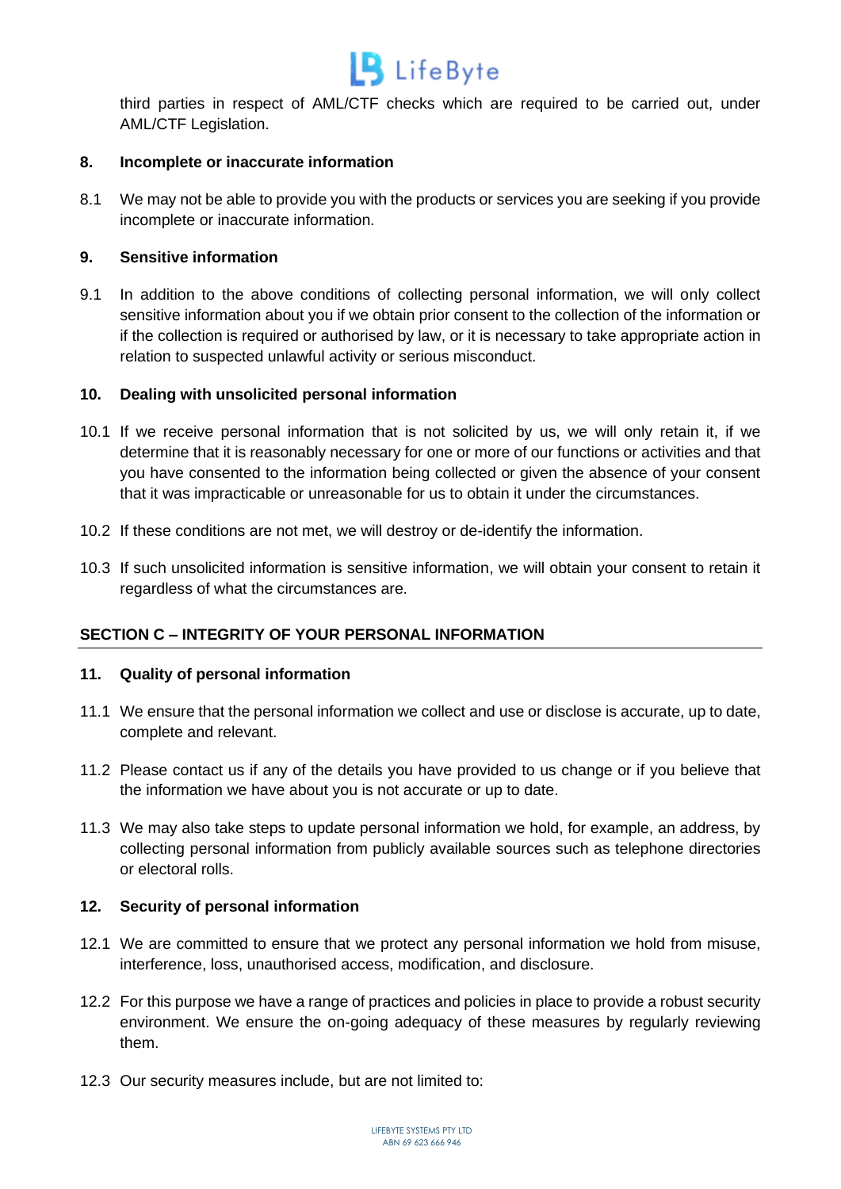third parties in respect of AML/CTF checks which are required to be carried out, under AML/CTF Legislation.

**8. Incomplete or inaccurate information**

8.1 We may not be able to provide you with the products or services you are seeking if you provide incomplete or inaccurate information.

**9. Sensitive information**

9.1 In addition to the above conditions of collecting personal information, we will only collect sensitive information about you if we obtain prior consent to the collection of the information or if the collection is required or authorised by law, or it is necessary to take appropriate action in relation to suspected unlawful activity or serious misconduct.

**10. Dealing with unsolicited personal information**

10.1 If we receive personal information that is not solicited by us, we will only retain it, if we determine that it is reasonably necessary for one or more of our functions or activities and that you have consented to the information being collected or given the absence of your consent that it was impracticable or unreasonable for us to obtain it under the circumstances.

10.2 If these conditions are not met, we will destroy or de-identify the information.

10.3 If such unsolicited information is sensitive information, we will obtain your consent to retain it regardless of what the circumstances are.

## SECTION C – INTEGRITY OF YOUR PERSONAL INFORMATION

**11. Quality of personal information**

11.1 We ensure that the personal information we collect and use or disclose is accurate, up to date, complete and relevant.

11.2 Please contact us if any of the details you have provided to us change or if you believe that the information we have about you is not accurate or up to date.

11.3 We may also take steps to update personal information we hold, for example, an address, by collecting personal information from publicly available sources such as telephone directories or electoral rolls.

**12. Security of personal information**

12.1 We are committed to ensure that we protect any personal information we hold from misuse, interference, loss, unauthorised access, modification, and disclosure.

12.2 For this purpose we have a range of practices and policies in place to provide a robust security environment. We ensure the on-going adequacy of these measures by regularly reviewing them.

12.3 Our security measures include, but are not limited to: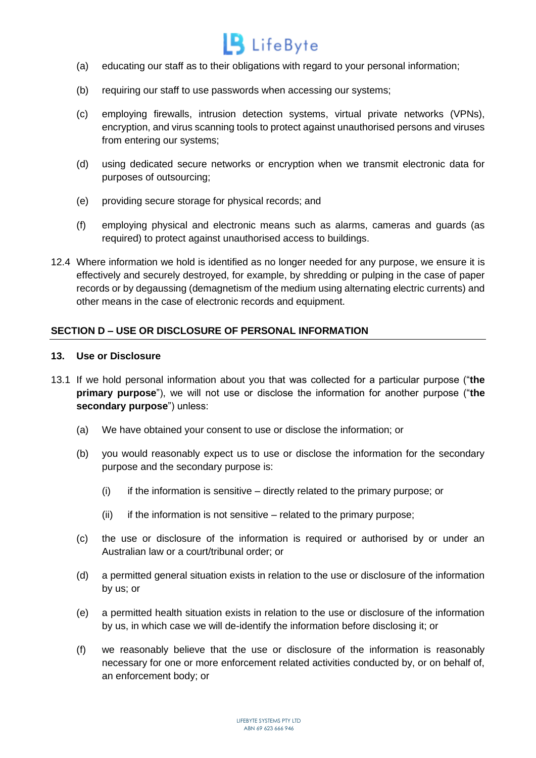(a) educating our staff as to their obligations with regard to your personal information;

(b) requiring our staff to use passwords when accessing our systems;

(c) employing firewalls, intrusion detection systems, virtual private networks (VPNs), encryption, and virus scanning tools to protect against unauthorised persons and viruses from entering our systems;

(d) using dedicated secure networks or encryption when we transmit electronic data for purposes of outsourcing;

(e) providing secure storage for physical records; and

(f) employing physical and electronic means such as alarms, cameras and guards (as required) to protect against unauthorised access to buildings.

12.4 Where information we hold is identified as no longer needed for any purpose, we ensure it is effectively and securely destroyed, for example, by shredding or pulping in the case of paper records or by degaussing (demagnetism of the medium using alternating electric currents) and other means in the case of electronic records and equipment.

## SECTION D – USE OR DISCLOSURE OF PERSONAL INFORMATION

### 13. Use or Disclosure

13.1 If we hold personal information about you that was collected for a particular purpose ("**the primary purpose**"), we will not use or disclose the information for another purpose ("**the secondary purpose**") unless:

(a) We have obtained your consent to use or disclose the information; or

(b) you would reasonably expect us to use or disclose the information for the secondary purpose and the secondary purpose is:

(i) if the information is sensitive – directly related to the primary purpose; or

(ii) if the information is not sensitive – related to the primary purpose;

(c) the use or disclosure of the information is required or authorised by or under an Australian law or a court/tribunal order; or

(d) a permitted general situation exists in relation to the use or disclosure of the information by us; or

(e) a permitted health situation exists in relation to the use or disclosure of the information by us, in which case we will de-identify the information before disclosing it; or

(f) we reasonably believe that the use or disclosure of the information is reasonably necessary for one or more enforcement related activities conducted by, or on behalf of, an enforcement body; or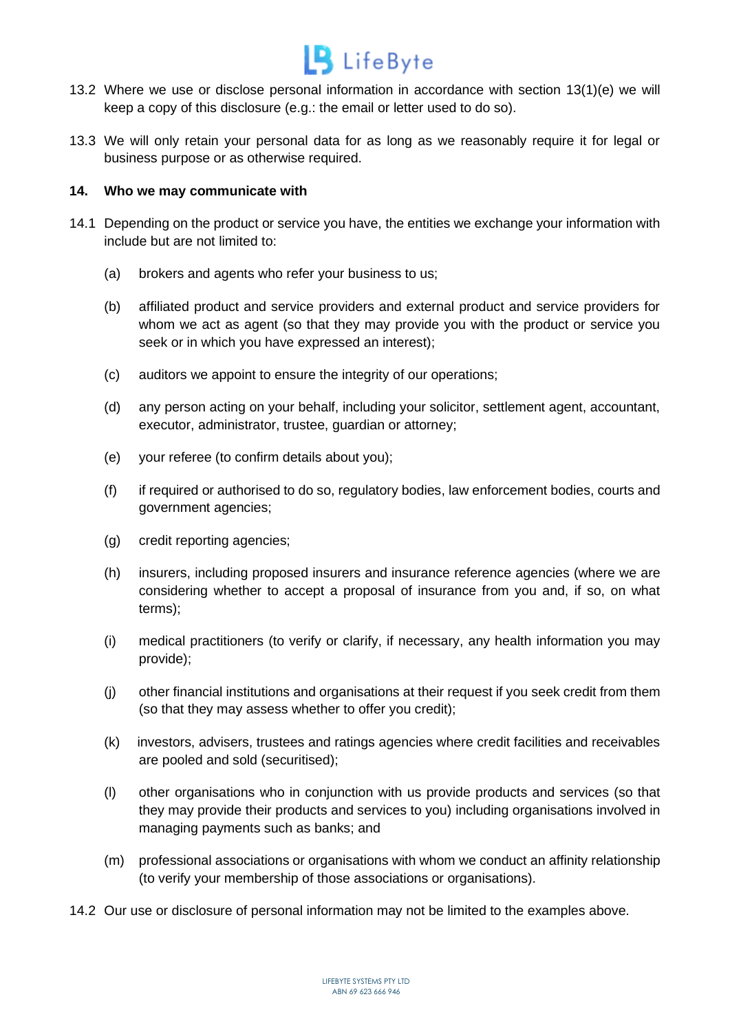13.2 Where we use or disclose personal information in accordance with section 13(1)(e) we will keep a copy of this disclosure (e.g.: the email or letter used to do so).

13.3 We will only retain your personal data for as long as we reasonably require it for legal or business purpose or as otherwise required.

## 14. Who we may communicate with

14.1 Depending on the product or service you have, the entities we exchange your information with include but are not limited to:

(a) brokers and agents who refer your business to us;

(b) affiliated product and service providers and external product and service providers for whom we act as agent (so that they may provide you with the product or service you seek or in which you have expressed an interest);

(c) auditors we appoint to ensure the integrity of our operations;

(d) any person acting on your behalf, including your solicitor, settlement agent, accountant, executor, administrator, trustee, guardian or attorney;

(e) your referee (to confirm details about you);

(f) if required or authorised to do so, regulatory bodies, law enforcement bodies, courts and government agencies;

(g) credit reporting agencies;

(h) insurers, including proposed insurers and insurance reference agencies (where we are considering whether to accept a proposal of insurance from you and, if so, on what terms);

(i) medical practitioners (to verify or clarify, if necessary, any health information you may provide);

(j) other financial institutions and organisations at their request if you seek credit from them (so that they may assess whether to offer you credit);

(k) investors, advisers, trustees and ratings agencies where credit facilities and receivables are pooled and sold (securitised);

(l) other organisations who in conjunction with us provide products and services (so that they may provide their products and services to you) including organisations involved in managing payments such as banks; and

(m) professional associations or organisations with whom we conduct an affinity relationship (to verify your membership of those associations or organisations).

14.2 Our use or disclosure of personal information may not be limited to the examples above.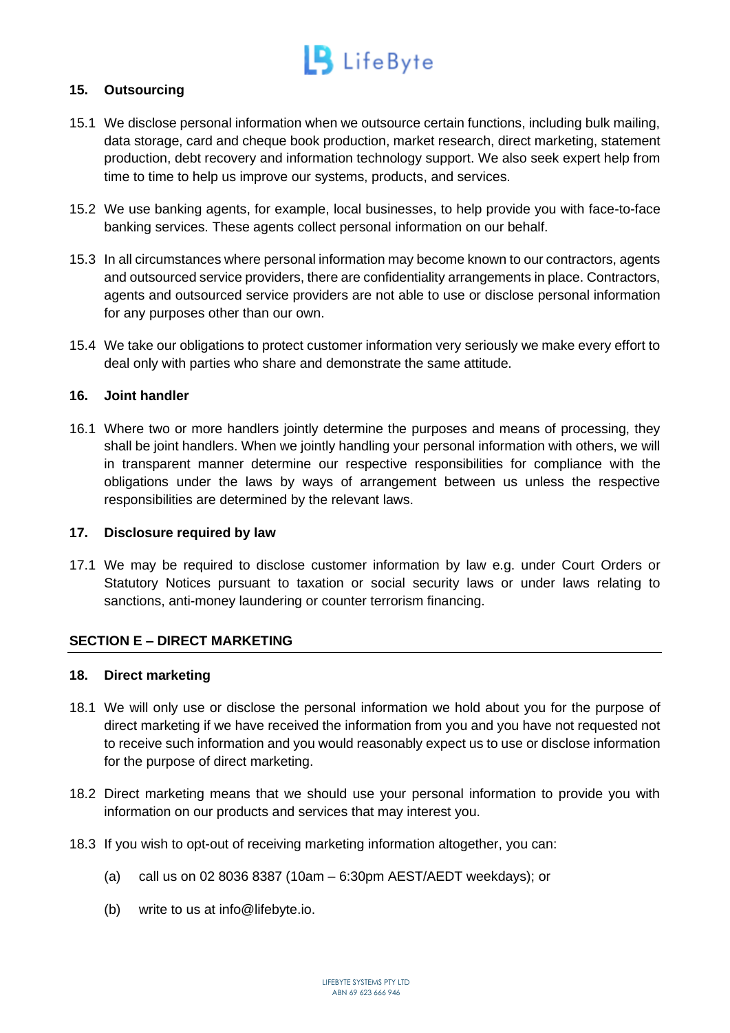## 15. Outsourcing

15.1 We disclose personal information when we outsource certain functions, including bulk mailing, data storage, card and cheque book production, market research, direct marketing, statement production, debt recovery and information technology support. We also seek expert help from time to time to help us improve our systems, products, and services.

15.2 We use banking agents, for example, local businesses, to help provide you with face-to-face banking services. These agents collect personal information on our behalf.

15.3 In all circumstances where personal information may become known to our contractors, agents and outsourced service providers, there are confidentiality arrangements in place. Contractors, agents and outsourced service providers are not able to use or disclose personal information for any purposes other than our own.

15.4 We take our obligations to protect customer information very seriously we make every effort to deal only with parties who share and demonstrate the same attitude.

## 16. Joint handler

16.1 Where two or more handlers jointly determine the purposes and means of processing, they shall be joint handlers. When we jointly handling your personal information with others, we will in transparent manner determine our respective responsibilities for compliance with the obligations under the laws by ways of arrangement between us unless the respective responsibilities are determined by the relevant laws.

## 17. Disclosure required by law

17.1 We may be required to disclose customer information by law e.g. under Court Orders or Statutory Notices pursuant to taxation or social security laws or under laws relating to sanctions, anti-money laundering or counter terrorism financing.

# SECTION E – DIRECT MARKETING

## 18. Direct marketing

18.1 We will only use or disclose the personal information we hold about you for the purpose of direct marketing if we have received the information from you and you have not requested not to receive such information and you would reasonably expect us to use or disclose information for the purpose of direct marketing.

18.2 Direct marketing means that we should use your personal information to provide you with information on our products and services that may interest you.

18.3 If you wish to opt-out of receiving marketing information altogether, you can:

(a) call us on 02 8036 8387 (10am – 6:30pm AEST/AEDT weekdays); or

(b) write to us at info@lifebyte.io.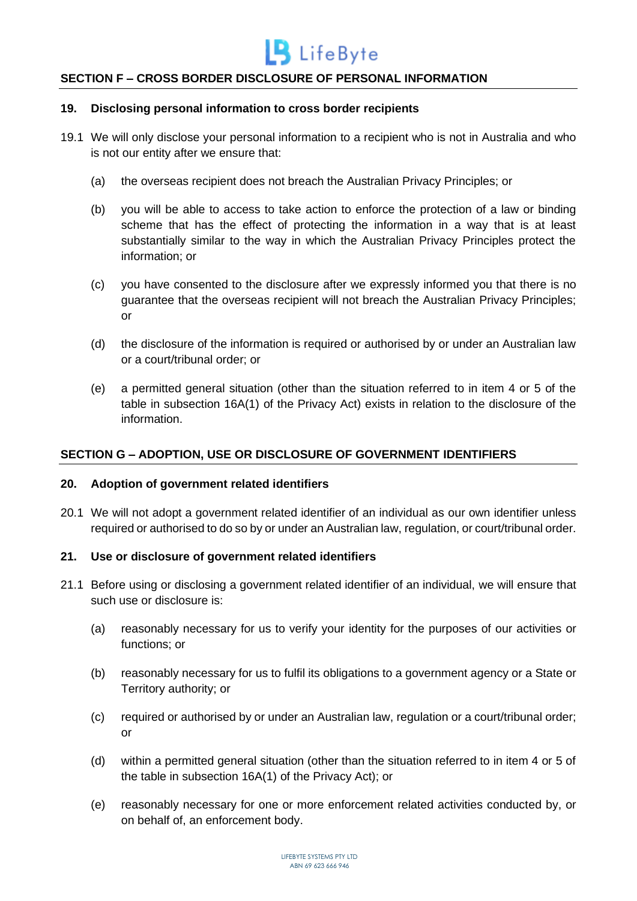## SECTION F – CROSS BORDER DISCLOSURE OF PERSONAL INFORMATION

### 19. Disclosing personal information to cross border recipients

19.1 We will only disclose your personal information to a recipient who is not in Australia and who is not our entity after we ensure that:

(a) the overseas recipient does not breach the Australian Privacy Principles; or

(b) you will be able to access to take action to enforce the protection of a law or binding scheme that has the effect of protecting the information in a way that is at least substantially similar to the way in which the Australian Privacy Principles protect the information; or

(c) you have consented to the disclosure after we expressly informed you that there is no guarantee that the overseas recipient will not breach the Australian Privacy Principles; or

(d) the disclosure of the information is required or authorised by or under an Australian law or a court/tribunal order; or

(e) a permitted general situation (other than the situation referred to in item 4 or 5 of the table in subsection 16A(1) of the Privacy Act) exists in relation to the disclosure of the information.

## SECTION G – ADOPTION, USE OR DISCLOSURE OF GOVERNMENT IDENTIFIERS

### 20. Adoption of government related identifiers

20.1 We will not adopt a government related identifier of an individual as our own identifier unless required or authorised to do so by or under an Australian law, regulation, or court/tribunal order.

### 21. Use or disclosure of government related identifiers

21.1 Before using or disclosing a government related identifier of an individual, we will ensure that such use or disclosure is:

(a) reasonably necessary for us to verify your identity for the purposes of our activities or functions; or

(b) reasonably necessary for us to fulfil its obligations to a government agency or a State or Territory authority; or

(c) required or authorised by or under an Australian law, regulation or a court/tribunal order; or

(d) within a permitted general situation (other than the situation referred to in item 4 or 5 of the table in subsection 16A(1) of the Privacy Act); or

(e) reasonably necessary for one or more enforcement related activities conducted by, or on behalf of, an enforcement body.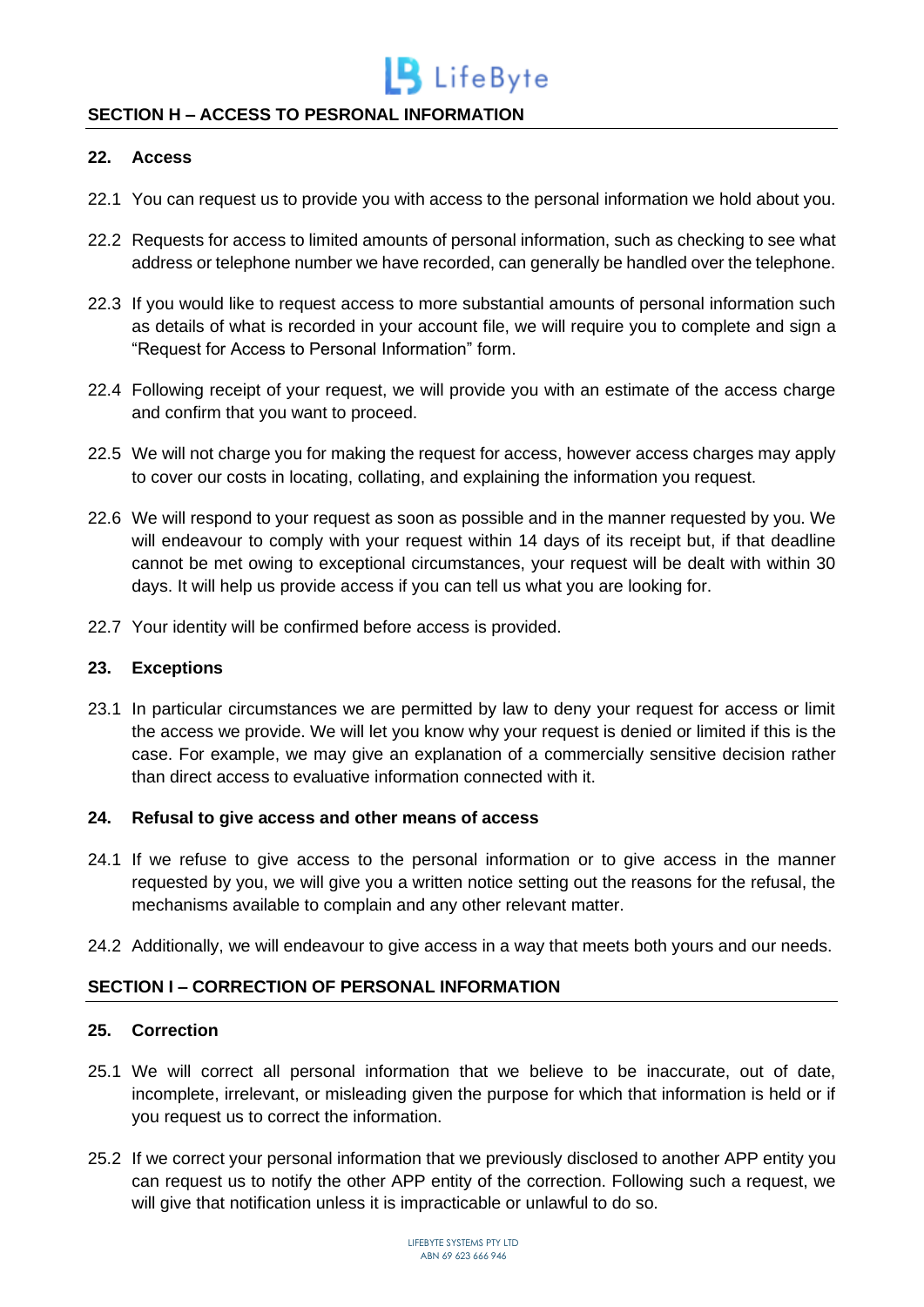## SECTION H – ACCESS TO PESRONAL INFORMATION

### 22. Access

22.1 You can request us to provide you with access to the personal information we hold about you.

22.2 Requests for access to limited amounts of personal information, such as checking to see what address or telephone number we have recorded, can generally be handled over the telephone.

22.3 If you would like to request access to more substantial amounts of personal information such as details of what is recorded in your account file, we will require you to complete and sign a "Request for Access to Personal Information" form.

22.4 Following receipt of your request, we will provide you with an estimate of the access charge and confirm that you want to proceed.

22.5 We will not charge you for making the request for access, however access charges may apply to cover our costs in locating, collating, and explaining the information you request.

22.6 We will respond to your request as soon as possible and in the manner requested by you. We will endeavour to comply with your request within 14 days of its receipt but, if that deadline cannot be met owing to exceptional circumstances, your request will be dealt with within 30 days. It will help us provide access if you can tell us what you are looking for.

22.7 Your identity will be confirmed before access is provided.

### 23. Exceptions

23.1 In particular circumstances we are permitted by law to deny your request for access or limit the access we provide. We will let you know why your request is denied or limited if this is the case. For example, we may give an explanation of a commercially sensitive decision rather than direct access to evaluative information connected with it.

### 24. Refusal to give access and other means of access

24.1 If we refuse to give access to the personal information or to give access in the manner requested by you, we will give you a written notice setting out the reasons for the refusal, the mechanisms available to complain and any other relevant matter.

24.2 Additionally, we will endeavour to give access in a way that meets both yours and our needs.

## SECTION I – CORRECTION OF PERSONAL INFORMATION

### 25. Correction

25.1 We will correct all personal information that we believe to be inaccurate, out of date, incomplete, irrelevant, or misleading given the purpose for which that information is held or if you request us to correct the information.

25.2 If we correct your personal information that we previously disclosed to another APP entity you can request us to notify the other APP entity of the correction. Following such a request, we will give that notification unless it is impracticable or unlawful to do so.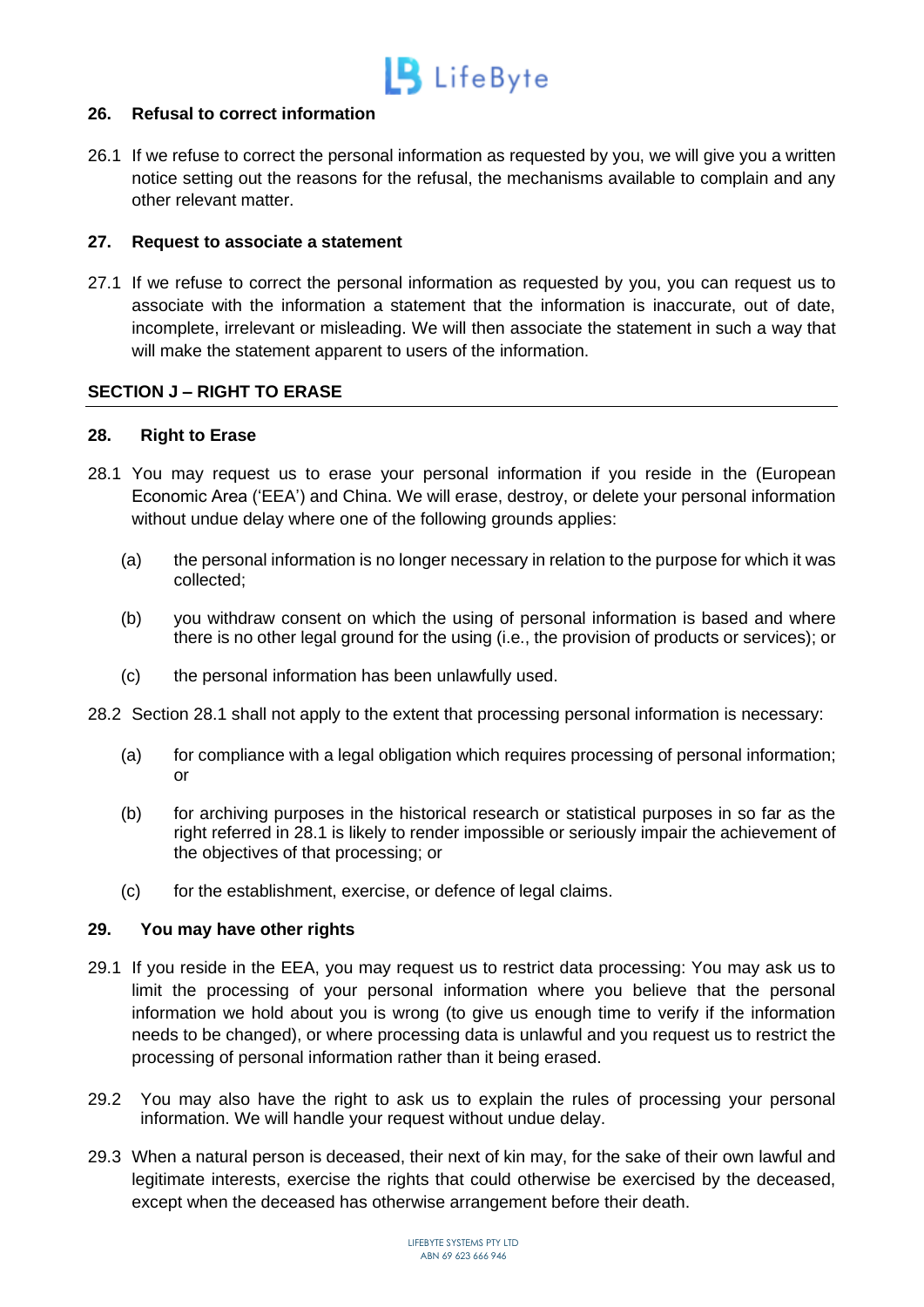### 26. Refusal to correct information

26.1 If we refuse to correct the personal information as requested by you, we will give you a written notice setting out the reasons for the refusal, the mechanisms available to complain and any other relevant matter.

### 27. Request to associate a statement

27.1 If we refuse to correct the personal information as requested by you, you can request us to associate with the information a statement that the information is inaccurate, out of date, incomplete, irrelevant or misleading. We will then associate the statement in such a way that will make the statement apparent to users of the information.

## SECTION J – RIGHT TO ERASE

### 28. Right to Erase

28.1 You may request us to erase your personal information if you reside in the (European Economic Area ('EEA') and China. We will erase, destroy, or delete your personal information without undue delay where one of the following grounds applies:

(a) the personal information is no longer necessary in relation to the purpose for which it was collected;

(b) you withdraw consent on which the using of personal information is based and where there is no other legal ground for the using (i.e., the provision of products or services); or

(c) the personal information has been unlawfully used.

28.2 Section 28.1 shall not apply to the extent that processing personal information is necessary:

(a) for compliance with a legal obligation which requires processing of personal information; or

(b) for archiving purposes in the historical research or statistical purposes in so far as the right referred in 28.1 is likely to render impossible or seriously impair the achievement of the objectives of that processing; or

(c) for the establishment, exercise, or defence of legal claims.

### 29. You may have other rights

29.1 If you reside in the EEA, you may request us to restrict data processing: You may ask us to limit the processing of your personal information where you believe that the personal information we hold about you is wrong (to give us enough time to verify if the information needs to be changed), or where processing data is unlawful and you request us to restrict the processing of personal information rather than it being erased.

29.2 You may also have the right to ask us to explain the rules of processing your personal information. We will handle your request without undue delay.

29.3 When a natural person is deceased, their next of kin may, for the sake of their own lawful and legitimate interests, exercise the rights that could otherwise be exercised by the deceased, except when the deceased has otherwise arrangement before their death.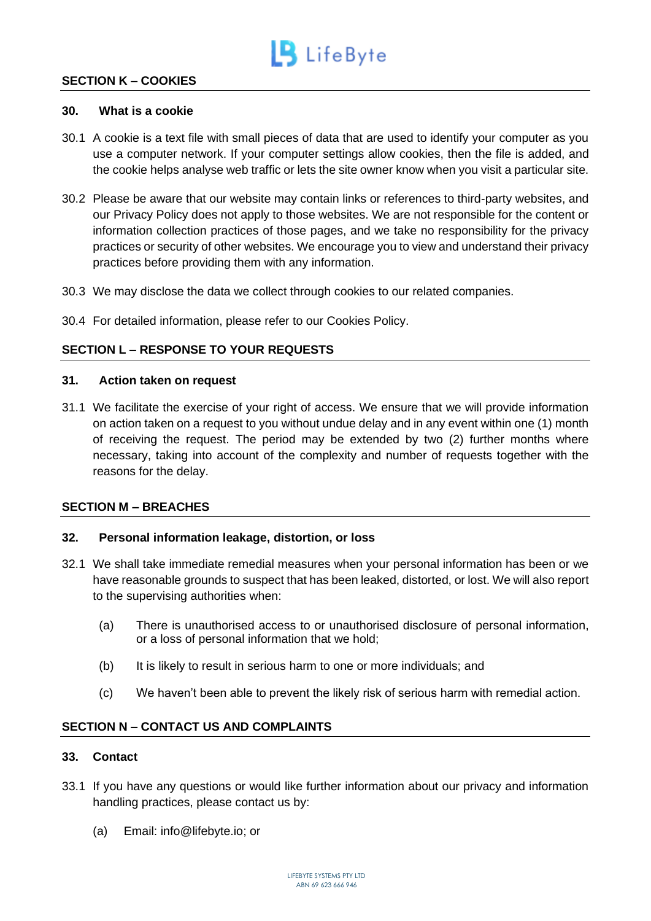## SECTION K – COOKIES

### 30. What is a cookie

30.1 A cookie is a text file with small pieces of data that are used to identify your computer as you use a computer network. If your computer settings allow cookies, then the file is added, and the cookie helps analyse web traffic or lets the site owner know when you visit a particular site.

30.2 Please be aware that our website may contain links or references to third-party websites, and our Privacy Policy does not apply to those websites. We are not responsible for the content or information collection practices of those pages, and we take no responsibility for the privacy practices or security of other websites. We encourage you to view and understand their privacy practices before providing them with any information.

30.3 We may disclose the data we collect through cookies to our related companies.

30.4 For detailed information, please refer to our Cookies Policy.

## SECTION L – RESPONSE TO YOUR REQUESTS

### 31. Action taken on request

31.1 We facilitate the exercise of your right of access. We ensure that we will provide information on action taken on a request to you without undue delay and in any event within one (1) month of receiving the request. The period may be extended by two (2) further months where necessary, taking into account of the complexity and number of requests together with the reasons for the delay.

## SECTION M – BREACHES

### 32. Personal information leakage, distortion, or loss

32.1 We shall take immediate remedial measures when your personal information has been or we have reasonable grounds to suspect that has been leaked, distorted, or lost. We will also report to the supervising authorities when:

(a) There is unauthorised access to or unauthorised disclosure of personal information, or a loss of personal information that we hold;

(b) It is likely to result in serious harm to one or more individuals; and

(c) We haven't been able to prevent the likely risk of serious harm with remedial action.

## SECTION N – CONTACT US AND COMPLAINTS

### 33. Contact

33.1 If you have any questions or would like further information about our privacy and information handling practices, please contact us by:

(a) Email: info@lifebyte.io; or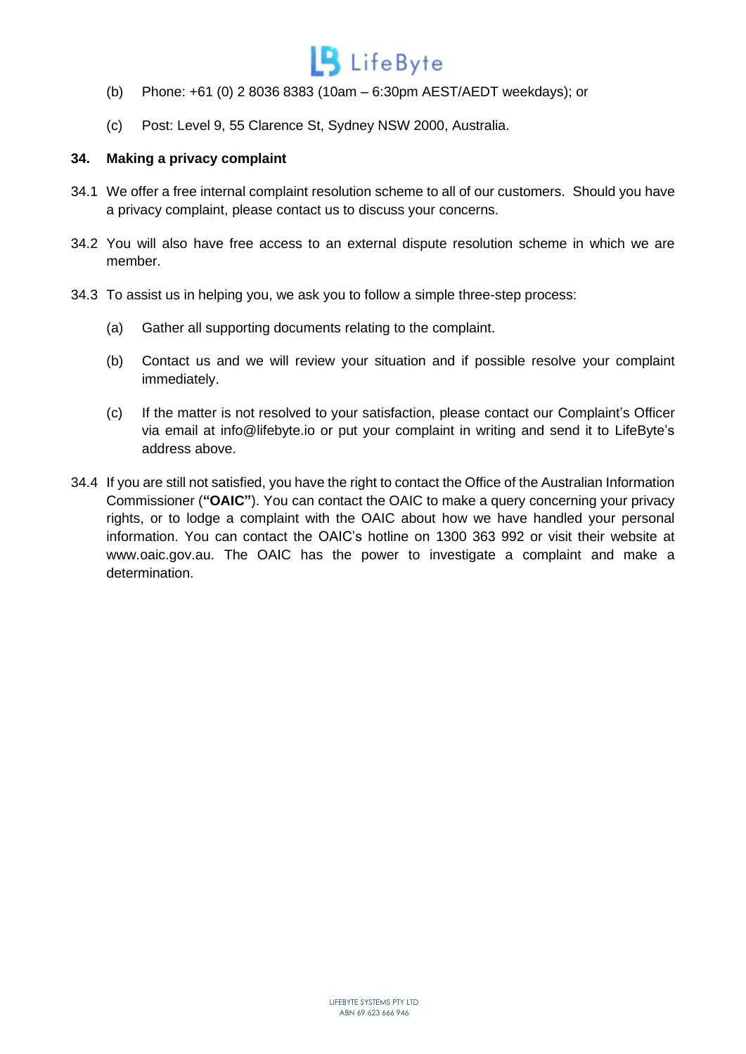(b) Phone: +61 (0) 2 8036 8383 (10am – 6:30pm AEST/AEDT weekdays); or

(c) Post: Level 9, 55 Clarence St, Sydney NSW 2000, Australia.

## 34. Making a privacy complaint

34.1 We offer a free internal complaint resolution scheme to all of our customers. Should you have a privacy complaint, please contact us to discuss your concerns.

34.2 You will also have free access to an external dispute resolution scheme in which we are member.

34.3 To assist us in helping you, we ask you to follow a simple three-step process:

(a) Gather all supporting documents relating to the complaint.

(b) Contact us and we will review your situation and if possible resolve your complaint immediately.

(c) If the matter is not resolved to your satisfaction, please contact our Complaint's Officer via email at info@lifebyte.io or put your complaint in writing and send it to LifeByte's address above.

34.4 If you are still not satisfied, you have the right to contact the Office of the Australian Information Commissioner (**"OAIC"**). You can contact the OAIC to make a query concerning your privacy rights, or to lodge a complaint with the OAIC about how we have handled your personal information. You can contact the OAIC's hotline on 1300 363 992 or visit their website at www.oaic.gov.au. The OAIC has the power to investigate a complaint and make a determination.